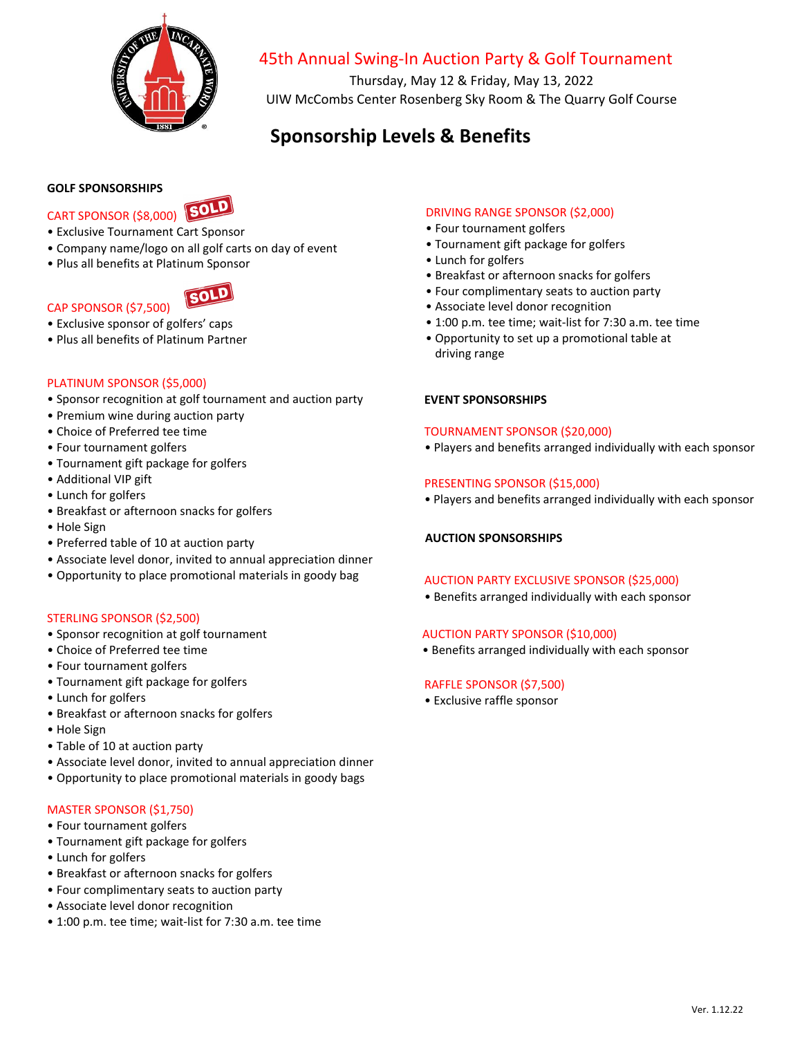# 45th Annual Swing-In Auction Party & Golf Tournament

Thursday, May 12 & Friday, May 13, 2022

UIW McCombs Center Rosenberg Sky Room & The Quarry Golf Course

## Sponsorship Levels & Benefits

### GOLF SPONSORSHIPS

**CART SPONSOR ($8,000)** SOLD

- Exclusive Tournament Cart Sponsor
- Company name/logo on all golf carts on day of event
- Plus all benefits at Platinum Sponsor

**CAP SPONSOR ($7,500)** SOLD

- Exclusive sponsor of golfers' caps
- Plus all benefits of Platinum Partner

**PLATINUM SPONSOR ($5,000)**

- Sponsor recognition at golf tournament and auction party
- Premium wine during auction party
- Choice of Preferred tee time
- Four tournament golfers
- Tournament gift package for golfers
- Additional VIP gift
- Lunch for golfers
- Breakfast or afternoon snacks for golfers
- Hole Sign
- Preferred table of 10 at auction party
- Associate level donor, invited to annual appreciation dinner
- Opportunity to place promotional materials in goody bag

**STERLING SPONSOR ($2,500)**

- Sponsor recognition at golf tournament
- Choice of Preferred tee time
- Four tournament golfers
- Tournament gift package for golfers
- Lunch for golfers
- Breakfast or afternoon snacks for golfers
- Hole Sign
- Table of 10 at auction party
- Associate level donor, invited to annual appreciation dinner
- Opportunity to place promotional materials in goody bags

**MASTER SPONSOR ($1,750)**

- Four tournament golfers
- Tournament gift package for golfers
- Lunch for golfers
- Breakfast or afternoon snacks for golfers
- Four complimentary seats to auction party
- Associate level donor recognition
- 1:00 p.m. tee time; wait-list for 7:30 a.m. tee time

**DRIVING RANGE SPONSOR ($2,000)**

- Four tournament golfers
- Tournament gift package for golfers
- Lunch for golfers
- Breakfast or afternoon snacks for golfers
- Four complimentary seats to auction party
- Associate level donor recognition
- 1:00 p.m. tee time; wait-list for 7:30 a.m. tee time
- Opportunity to set up a promotional table at driving range

### EVENT SPONSORSHIPS

**TOURNAMENT SPONSOR ($20,000)**

- Players and benefits arranged individually with each sponsor

**PRESENTING SPONSOR ($15,000)**

- Players and benefits arranged individually with each sponsor

### AUCTION SPONSORSHIPS

**AUCTION PARTY EXCLUSIVE SPONSOR ($25,000)**

- Benefits arranged individually with each sponsor

**AUCTION PARTY SPONSOR ($10,000)**

- Benefits arranged individually with each sponsor

**RAFFLE SPONSOR ($7,500)**

- Exclusive raffle sponsor

Ver. 1.12.22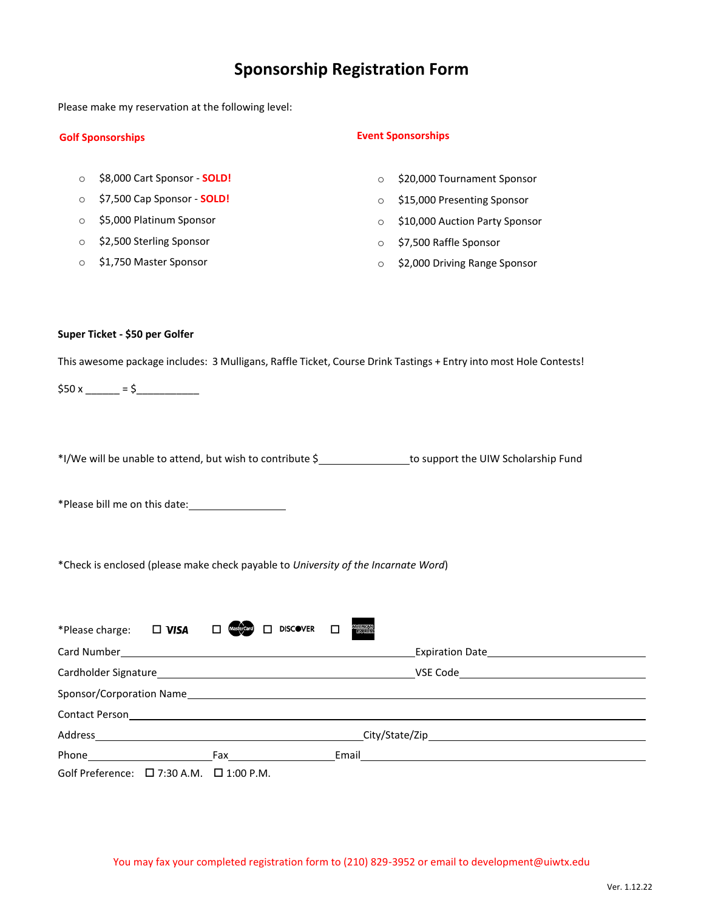# Sponsorship Registration Form

Please make my reservation at the following level:

**Golf Sponsorships**

- $8,000 Cart Sponsor - **SOLD!**
- $7,500 Cap Sponsor - **SOLD!**
- $5,000 Platinum Sponsor
- $2,500 Sterling Sponsor
- $1,750 Master Sponsor

**Event Sponsorships**

- $20,000 Tournament Sponsor
- $15,000 Presenting Sponsor
- $10,000 Auction Party Sponsor
- $7,500 Raffle Sponsor
- $2,000 Driving Range Sponsor

**Super Ticket - $50 per Golfer**

This awesome package includes: 3 Mulligans, Raffle Ticket, Course Drink Tastings + Entry into most Hole Contests!

$50 x ______ = $___________

*I/We will be unable to attend, but wish to contribute $_______________ to support the UIW Scholarship Fund

*Please bill me on this date:_________________

*Check is enclosed (please make check payable to *University of the Incarnate Word*)

*Please charge: ☐ VISA ☐ MasterCard ☐ DISCOVER ☐ American Express

Card Number_______________________________________________ Expiration Date______________________

Cardholder Signature_________________________________________ VSE Code__________________________

Sponsor/Corporation Name__________________________________________________________________

Contact Person____________________________________________________________________________

Address__________________________________________ City/State/Zip___________________________

Phone____________________ Fax__________________ Email____________________________________

Golf Preference: ☐ 7:30 A.M. ☐ 1:00 P.M.

You may fax your completed registration form to (210) 829-3952 or email to development@uiwtx.edu

Ver. 1.12.22